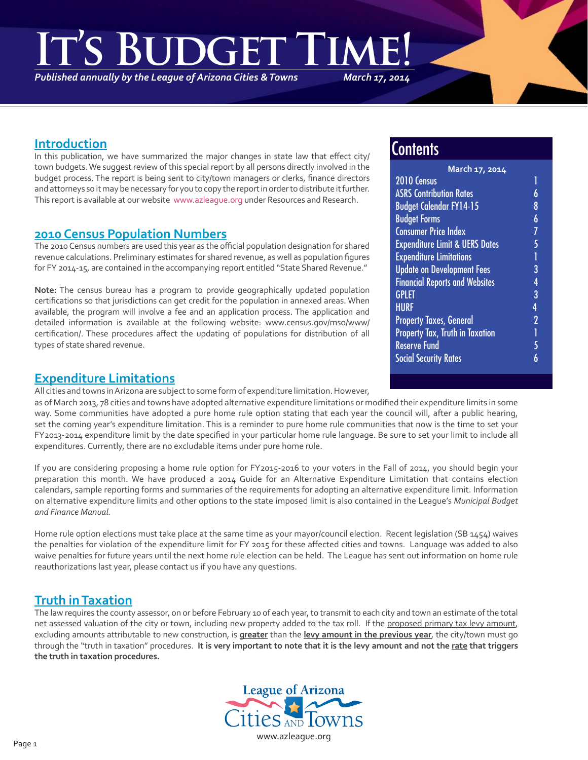# It's Budget Time!

*Published annually by the League of Arizona Cities & Towns* *March 17, 2014*

## Contents

**March 17, 2014**

| | |
|---|---|
| 2010 Census | 1 |
| ASRS Contribution Rates | 6 |
| Budget Calendar FY14-15 | 8 |
| Budget Forms | 6 |
| Consumer Price Index | 7 |
| Expenditure Limit & UERS Dates | 5 |
| Expenditure Limitations | 1 |
| Update on Development Fees | 3 |
| Financial Reports and Websites | 4 |
| GPLET | 3 |
| HURF | 4 |
| Property Taxes, General | 2 |
| Property Tax, Truth in Taxation | 1 |
| Reserve Fund | 5 |
| Social Security Rates | 6 |

## Introduction

In this publication, we have summarized the major changes in state law that effect city/town budgets. We suggest review of this special report by all persons directly involved in the budget process. The report is being sent to city/town managers or clerks, finance directors and attorneys so it may be necessary for you to copy the report in order to distribute it further. This report is available at our website www.azleague.org under Resources and Research.

## 2010 Census Population Numbers

The 2010 Census numbers are used this year as the official population designation for shared revenue calculations. Preliminary estimates for shared revenue, as well as population figures for FY 2014-15, are contained in the accompanying report entitled "State Shared Revenue."

**Note:** The census bureau has a program to provide geographically updated population certifications so that jurisdictions can get credit for the population in annexed areas. When available, the program will involve a fee and an application process. The application and detailed information is available at the following website: www.census.gov/mso/www/certification/. These procedures affect the updating of populations for distribution of all types of state shared revenue.

## Expenditure Limitations

All cities and towns in Arizona are subject to some form of expenditure limitation. However, as of March 2013, 78 cities and towns have adopted alternative expenditure limitations or modified their expenditure limits in some way. Some communities have adopted a pure home rule option stating that each year the council will, after a public hearing, set the coming year's expenditure limitation. This is a reminder to pure home rule communities that now is the time to set your FY2013-2014 expenditure limit by the date specified in your particular home rule language. Be sure to set your limit to include all expenditures. Currently, there are no excludable items under pure home rule.

If you are considering proposing a home rule option for FY2015-2016 to your voters in the Fall of 2014, you should begin your preparation this month. We have produced a 2014 Guide for an Alternative Expenditure Limitation that contains election calendars, sample reporting forms and summaries of the requirements for adopting an alternative expenditure limit. Information on alternative expenditure limits and other options to the state imposed limit is also contained in the League's *Municipal Budget and Finance Manual.*

Home rule option elections must take place at the same time as your mayor/council election. Recent legislation (SB 1454) waives the penalties for violation of the expenditure limit for FY 2015 for these affected cities and towns. Language was added to also waive penalties for future years until the next home rule election can be held. The League has sent out information on home rule reauthorizations last year, please contact us if you have any questions.

## Truth in Taxation

The law requires the county assessor, on or before February 10 of each year, to transmit to each city and town an estimate of the total net assessed valuation of the city or town, including new property added to the tax roll. If the proposed primary tax levy amount, excluding amounts attributable to new construction, is **greater** than the **levy amount in the previous year**, the city/town must go through the "truth in taxation" procedures. **It is very important to note that it is the levy amount and not the rate that triggers the truth in taxation procedures.**

League of Arizona Cities and Towns
www.azleague.org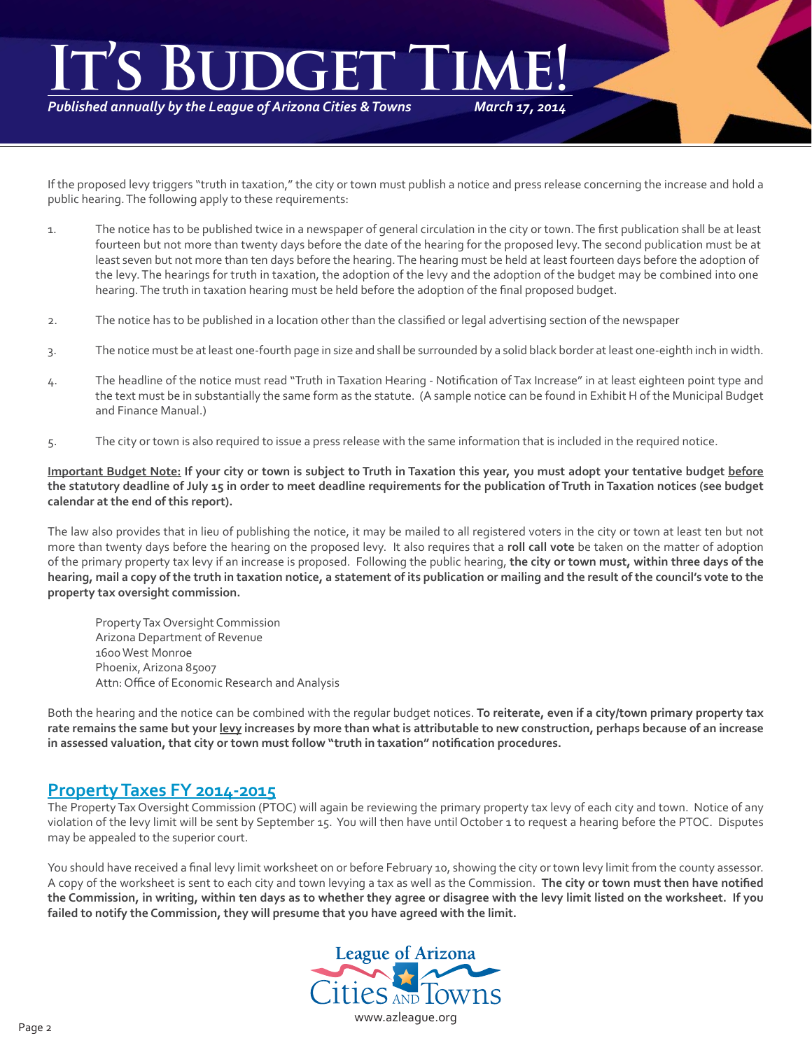If the proposed levy triggers "truth in taxation," the city or town must publish a notice and press release concerning the increase and hold a public hearing. The following apply to these requirements:

1. The notice has to be published twice in a newspaper of general circulation in the city or town. The first publication shall be at least fourteen but not more than twenty days before the date of the hearing for the proposed levy. The second publication must be at least seven but not more than ten days before the hearing. The hearing must be held at least fourteen days before the adoption of the levy. The hearings for truth in taxation, the adoption of the levy and the adoption of the budget may be combined into one hearing. The truth in taxation hearing must be held before the adoption of the final proposed budget.

2. The notice has to be published in a location other than the classified or legal advertising section of the newspaper

3. The notice must be at least one-fourth page in size and shall be surrounded by a solid black border at least one-eighth inch in width.

4. The headline of the notice must read "Truth in Taxation Hearing - Notification of Tax Increase" in at least eighteen point type and the text must be in substantially the same form as the statute. (A sample notice can be found in Exhibit H of the Municipal Budget and Finance Manual.)

5. The city or town is also required to issue a press release with the same information that is included in the required notice.

**Important Budget Note: If your city or town is subject to Truth in Taxation this year, you must adopt your tentative budget before the statutory deadline of July 15 in order to meet deadline requirements for the publication of Truth in Taxation notices (see budget calendar at the end of this report).**

The law also provides that in lieu of publishing the notice, it may be mailed to all registered voters in the city or town at least ten but not more than twenty days before the hearing on the proposed levy. It also requires that a **roll call vote** be taken on the matter of adoption of the primary property tax levy if an increase is proposed. Following the public hearing, **the city or town must, within three days of the hearing, mail a copy of the truth in taxation notice, a statement of its publication or mailing and the result of the council's vote to the property tax oversight commission.**

Property Tax Oversight Commission
Arizona Department of Revenue
1600 West Monroe
Phoenix, Arizona 85007
Attn: Office of Economic Research and Analysis

Both the hearing and the notice can be combined with the regular budget notices. **To reiterate, even if a city/town primary property tax rate remains the same but your levy increases by more than what is attributable to new construction, perhaps because of an increase in assessed valuation, that city or town must follow "truth in taxation" notification procedures.**

## Property Taxes FY 2014-2015

The Property Tax Oversight Commission (PTOC) will again be reviewing the primary property tax levy of each city and town. Notice of any violation of the levy limit will be sent by September 15. You will then have until October 1 to request a hearing before the PTOC. Disputes may be appealed to the superior court.

You should have received a final levy limit worksheet on or before February 10, showing the city or town levy limit from the county assessor. A copy of the worksheet is sent to each city and town levying a tax as well as the Commission. **The city or town must then have notified the Commission, in writing, within ten days as to whether they agree or disagree with the levy limit listed on the worksheet. If you failed to notify the Commission, they will presume that you have agreed with the limit.**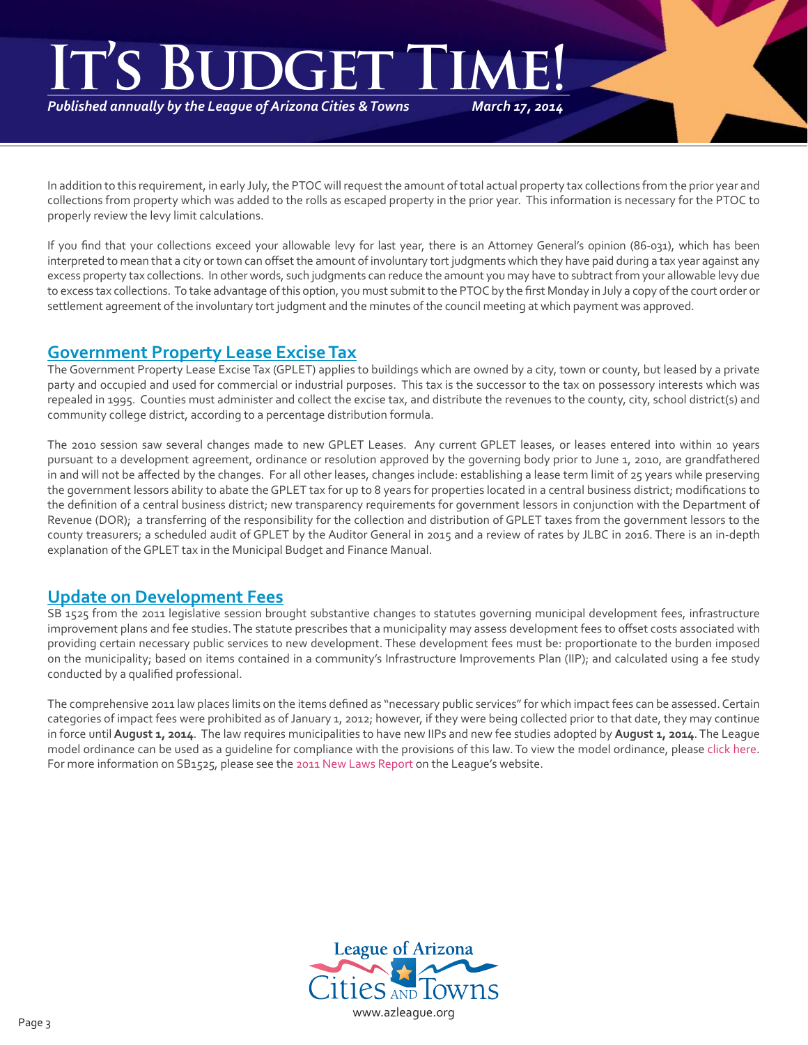In addition to this requirement, in early July, the PTOC will request the amount of total actual property tax collections from the prior year and collections from property which was added to the rolls as escaped property in the prior year. This information is necessary for the PTOC to properly review the levy limit calculations.

If you find that your collections exceed your allowable levy for last year, there is an Attorney General's opinion (86-031), which has been interpreted to mean that a city or town can offset the amount of involuntary tort judgments which they have paid during a tax year against any excess property tax collections. In other words, such judgments can reduce the amount you may have to subtract from your allowable levy due to excess tax collections. To take advantage of this option, you must submit to the PTOC by the first Monday in July a copy of the court order or settlement agreement of the involuntary tort judgment and the minutes of the council meeting at which payment was approved.

## Government Property Lease Excise Tax

The Government Property Lease Excise Tax (GPLET) applies to buildings which are owned by a city, town or county, but leased by a private party and occupied and used for commercial or industrial purposes. This tax is the successor to the tax on possessory interests which was repealed in 1995. Counties must administer and collect the excise tax, and distribute the revenues to the county, city, school district(s) and community college district, according to a percentage distribution formula.

The 2010 session saw several changes made to new GPLET Leases. Any current GPLET leases, or leases entered into within 10 years pursuant to a development agreement, ordinance or resolution approved by the governing body prior to June 1, 2010, are grandfathered in and will not be affected by the changes. For all other leases, changes include: establishing a lease term limit of 25 years while preserving the government lessors ability to abate the GPLET tax for up to 8 years for properties located in a central business district; modifications to the definition of a central business district; new transparency requirements for government lessors in conjunction with the Department of Revenue (DOR); a transferring of the responsibility for the collection and distribution of GPLET taxes from the government lessors to the county treasurers; a scheduled audit of GPLET by the Auditor General in 2015 and a review of rates by JLBC in 2016. There is an in-depth explanation of the GPLET tax in the Municipal Budget and Finance Manual.

## Update on Development Fees

SB 1525 from the 2011 legislative session brought substantive changes to statutes governing municipal development fees, infrastructure improvement plans and fee studies. The statute prescribes that a municipality may assess development fees to offset costs associated with providing certain necessary public services to new development. These development fees must be: proportionate to the burden imposed on the municipality; based on items contained in a community's Infrastructure Improvements Plan (IIP); and calculated using a fee study conducted by a qualified professional.

The comprehensive 2011 law places limits on the items defined as "necessary public services" for which impact fees can be assessed. Certain categories of impact fees were prohibited as of January 1, 2012; however, if they were being collected prior to that date, they may continue in force until **August 1, 2014**. The law requires municipalities to have new IIPs and new fee studies adopted by **August 1, 2014**. The League model ordinance can be used as a guideline for compliance with the provisions of this law. To view the model ordinance, please click here. For more information on SB1525, please see the 2011 New Laws Report on the League's website.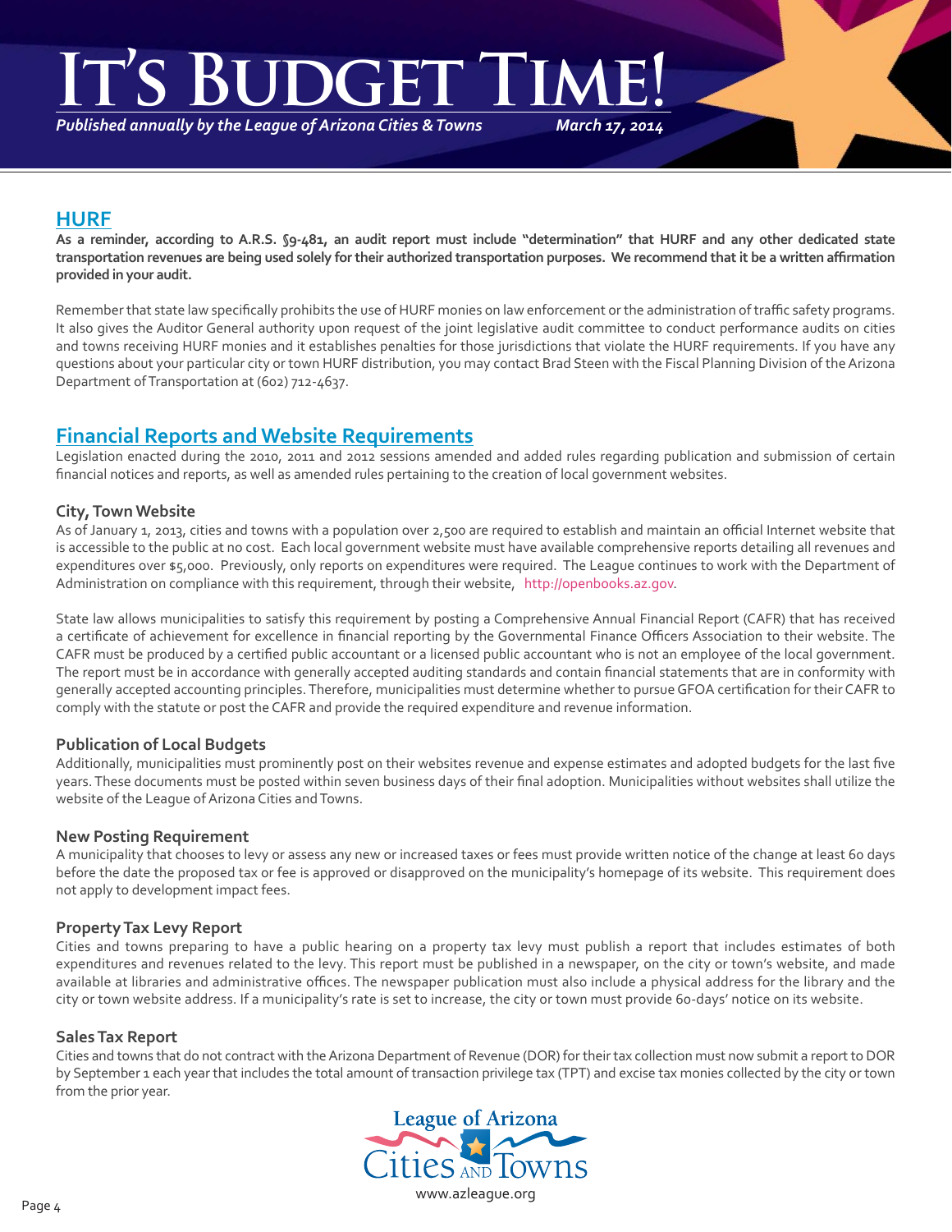## HURF

**As a reminder, according to A.R.S. §9-481, an audit report must include "determination" that HURF and any other dedicated state transportation revenues are being used solely for their authorized transportation purposes. We recommend that it be a written affirmation provided in your audit.**

Remember that state law specifically prohibits the use of HURF monies on law enforcement or the administration of traffic safety programs. It also gives the Auditor General authority upon request of the joint legislative audit committee to conduct performance audits on cities and towns receiving HURF monies and it establishes penalties for those jurisdictions that violate the HURF requirements. If you have any questions about your particular city or town HURF distribution, you may contact Brad Steen with the Fiscal Planning Division of the Arizona Department of Transportation at (602) 712-4637.

## Financial Reports and Website Requirements

Legislation enacted during the 2010, 2011 and 2012 sessions amended and added rules regarding publication and submission of certain financial notices and reports, as well as amended rules pertaining to the creation of local government websites.

### City, Town Website

As of January 1, 2013, cities and towns with a population over 2,500 are required to establish and maintain an official Internet website that is accessible to the public at no cost. Each local government website must have available comprehensive reports detailing all revenues and expenditures over $5,000. Previously, only reports on expenditures were required. The League continues to work with the Department of Administration on compliance with this requirement, through their website, http://openbooks.az.gov.

State law allows municipalities to satisfy this requirement by posting a Comprehensive Annual Financial Report (CAFR) that has received a certificate of achievement for excellence in financial reporting by the Governmental Finance Officers Association to their website. The CAFR must be produced by a certified public accountant or a licensed public accountant who is not an employee of the local government. The report must be in accordance with generally accepted auditing standards and contain financial statements that are in conformity with generally accepted accounting principles. Therefore, municipalities must determine whether to pursue GFOA certification for their CAFR to comply with the statute or post the CAFR and provide the required expenditure and revenue information.

### Publication of Local Budgets

Additionally, municipalities must prominently post on their websites revenue and expense estimates and adopted budgets for the last five years. These documents must be posted within seven business days of their final adoption. Municipalities without websites shall utilize the website of the League of Arizona Cities and Towns.

### New Posting Requirement

A municipality that chooses to levy or assess any new or increased taxes or fees must provide written notice of the change at least 60 days before the date the proposed tax or fee is approved or disapproved on the municipality's homepage of its website. This requirement does not apply to development impact fees.

### Property Tax Levy Report

Cities and towns preparing to have a public hearing on a property tax levy must publish a report that includes estimates of both expenditures and revenues related to the levy. This report must be published in a newspaper, on the city or town's website, and made available at libraries and administrative offices. The newspaper publication must also include a physical address for the library and the city or town website address. If a municipality's rate is set to increase, the city or town must provide 60-days' notice on its website.

### Sales Tax Report

Cities and towns that do not contract with the Arizona Department of Revenue (DOR) for their tax collection must now submit a report to DOR by September 1 each year that includes the total amount of transaction privilege tax (TPT) and excise tax monies collected by the city or town from the prior year.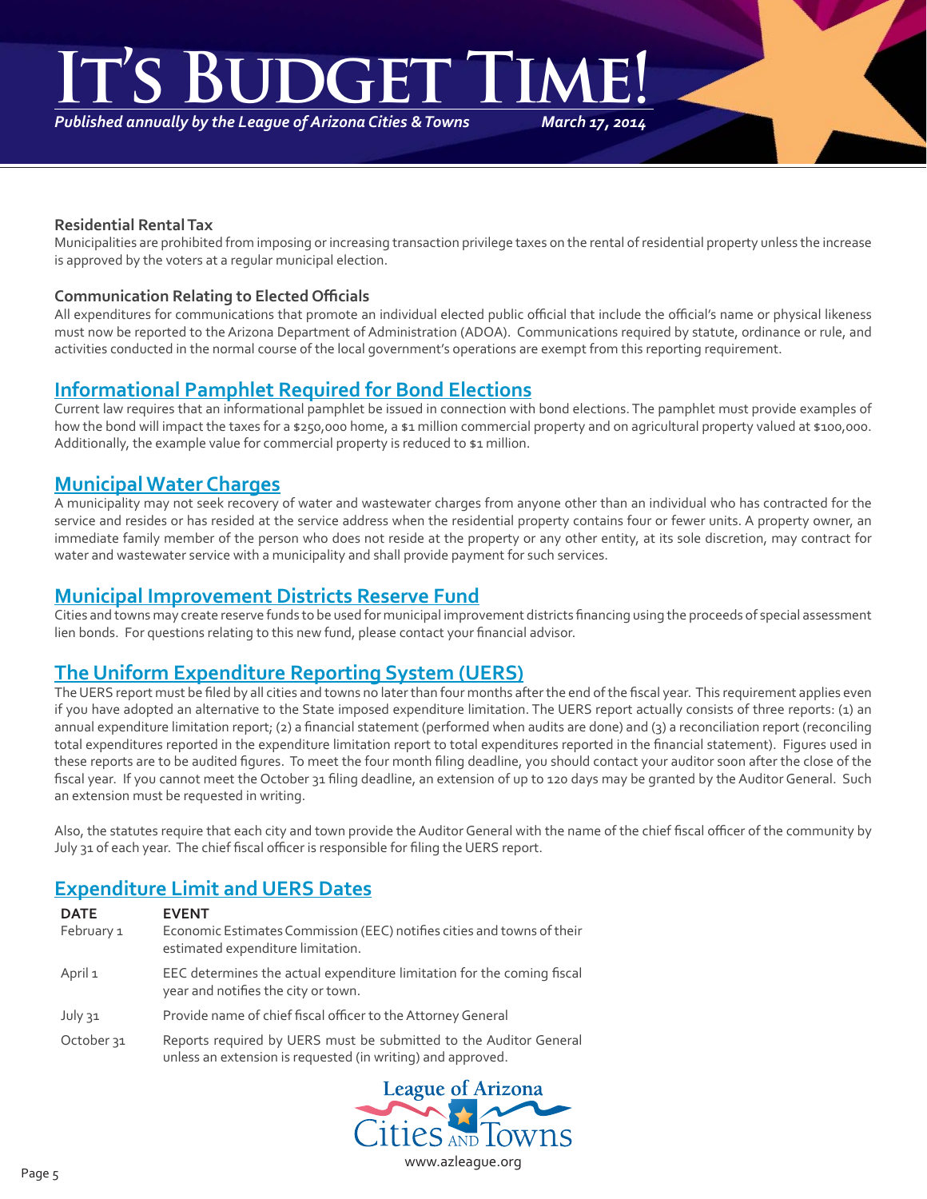### Residential Rental Tax

Municipalities are prohibited from imposing or increasing transaction privilege taxes on the rental of residential property unless the increase is approved by the voters at a regular municipal election.

### Communication Relating to Elected Officials

All expenditures for communications that promote an individual elected public official that include the official's name or physical likeness must now be reported to the Arizona Department of Administration (ADOA). Communications required by statute, ordinance or rule, and activities conducted in the normal course of the local government's operations are exempt from this reporting requirement.

## Informational Pamphlet Required for Bond Elections

Current law requires that an informational pamphlet be issued in connection with bond elections. The pamphlet must provide examples of how the bond will impact the taxes for a $250,000 home, a $1 million commercial property and on agricultural property valued at $100,000. Additionally, the example value for commercial property is reduced to $1 million.

## Municipal Water Charges

A municipality may not seek recovery of water and wastewater charges from anyone other than an individual who has contracted for the service and resides or has resided at the service address when the residential property contains four or fewer units. A property owner, an immediate family member of the person who does not reside at the property or any other entity, at its sole discretion, may contract for water and wastewater service with a municipality and shall provide payment for such services.

## Municipal Improvement Districts Reserve Fund

Cities and towns may create reserve funds to be used for municipal improvement districts financing using the proceeds of special assessment lien bonds. For questions relating to this new fund, please contact your financial advisor.

## The Uniform Expenditure Reporting System (UERS)

The UERS report must be filed by all cities and towns no later than four months after the end of the fiscal year. This requirement applies even if you have adopted an alternative to the State imposed expenditure limitation. The UERS report actually consists of three reports: (1) an annual expenditure limitation report; (2) a financial statement (performed when audits are done) and (3) a reconciliation report (reconciling total expenditures reported in the expenditure limitation report to total expenditures reported in the financial statement). Figures used in these reports are to be audited figures. To meet the four month filing deadline, you should contact your auditor soon after the close of the fiscal year. If you cannot meet the October 31 filing deadline, an extension of up to 120 days may be granted by the Auditor General. Such an extension must be requested in writing.

Also, the statutes require that each city and town provide the Auditor General with the name of the chief fiscal officer of the community by July 31 of each year. The chief fiscal officer is responsible for filing the UERS report.

## Expenditure Limit and UERS Dates

| DATE | EVENT |
|---|---|
| February 1 | Economic Estimates Commission (EEC) notifies cities and towns of their estimated expenditure limitation. |
| April 1 | EEC determines the actual expenditure limitation for the coming fiscal year and notifies the city or town. |
| July 31 | Provide name of chief fiscal officer to the Attorney General |
| October 31 | Reports required by UERS must be submitted to the Auditor General unless an extension is requested (in writing) and approved. |

League of Arizona Cities and Towns

www.azleague.org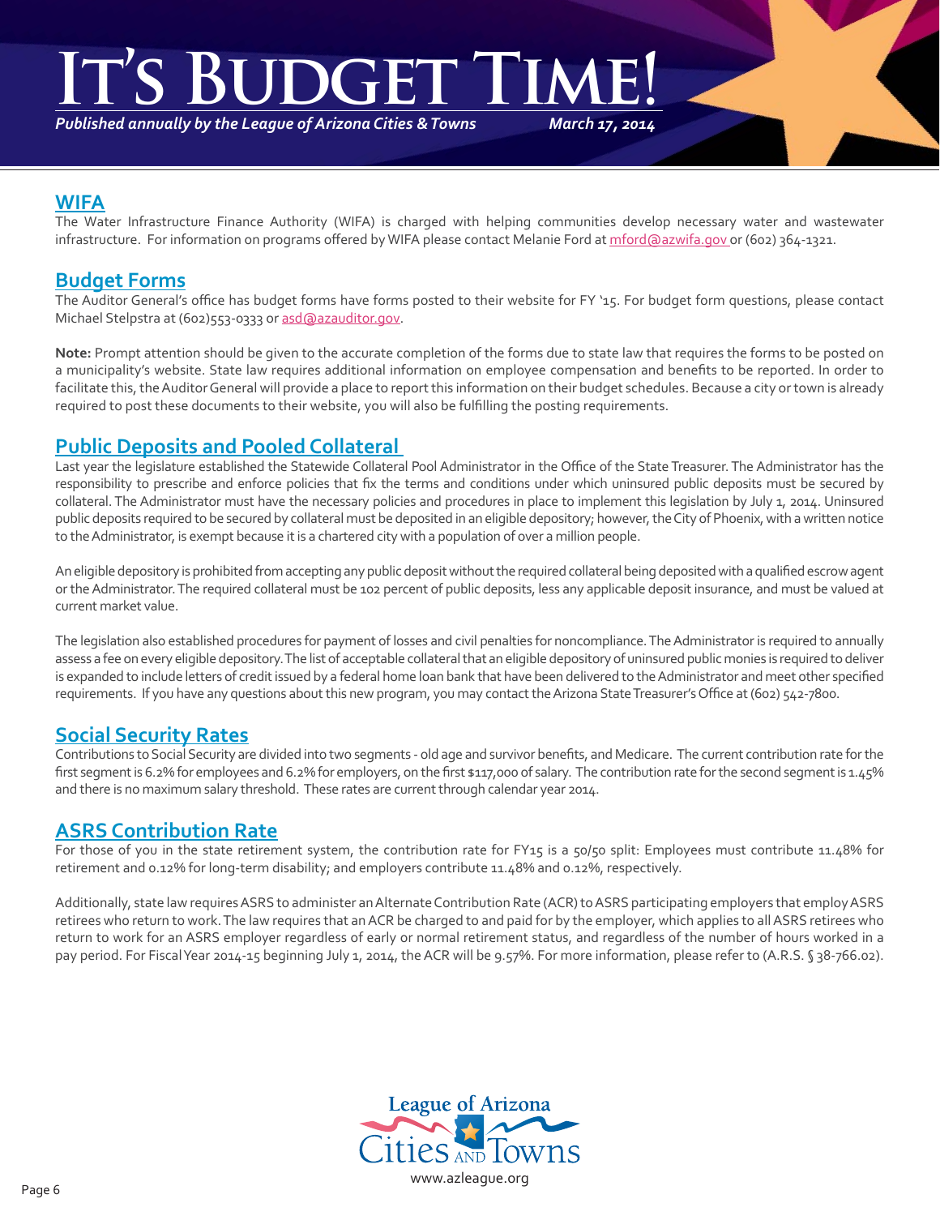## WIFA

The Water Infrastructure Finance Authority (WIFA) is charged with helping communities develop necessary water and wastewater infrastructure. For information on programs offered by WIFA please contact Melanie Ford at mford@azwifa.gov or (602) 364-1321.

## Budget Forms

The Auditor General's office has budget forms have forms posted to their website for FY '15. For budget form questions, please contact Michael Stelpstra at (602)553-0333 or asd@azauditor.gov.

**Note:** Prompt attention should be given to the accurate completion of the forms due to state law that requires the forms to be posted on a municipality's website. State law requires additional information on employee compensation and benefits to be reported. In order to facilitate this, the Auditor General will provide a place to report this information on their budget schedules. Because a city or town is already required to post these documents to their website, you will also be fulfilling the posting requirements.

## Public Deposits and Pooled Collateral

Last year the legislature established the Statewide Collateral Pool Administrator in the Office of the State Treasurer. The Administrator has the responsibility to prescribe and enforce policies that fix the terms and conditions under which uninsured public deposits must be secured by collateral. The Administrator must have the necessary policies and procedures in place to implement this legislation by July 1, 2014. Uninsured public deposits required to be secured by collateral must be deposited in an eligible depository; however, the City of Phoenix, with a written notice to the Administrator, is exempt because it is a chartered city with a population of over a million people.

An eligible depository is prohibited from accepting any public deposit without the required collateral being deposited with a qualified escrow agent or the Administrator. The required collateral must be 102 percent of public deposits, less any applicable deposit insurance, and must be valued at current market value.

The legislation also established procedures for payment of losses and civil penalties for noncompliance. The Administrator is required to annually assess a fee on every eligible depository. The list of acceptable collateral that an eligible depository of uninsured public monies is required to deliver is expanded to include letters of credit issued by a federal home loan bank that have been delivered to the Administrator and meet other specified requirements. If you have any questions about this new program, you may contact the Arizona State Treasurer's Office at (602) 542-7800.

## Social Security Rates

Contributions to Social Security are divided into two segments - old age and survivor benefits, and Medicare. The current contribution rate for the first segment is 6.2% for employees and 6.2% for employers, on the first $117,000 of salary. The contribution rate for the second segment is 1.45% and there is no maximum salary threshold. These rates are current through calendar year 2014.

## ASRS Contribution Rate

For those of you in the state retirement system, the contribution rate for FY15 is a 50/50 split: Employees must contribute 11.48% for retirement and 0.12% for long-term disability; and employers contribute 11.48% and 0.12%, respectively.

Additionally, state law requires ASRS to administer an Alternate Contribution Rate (ACR) to ASRS participating employers that employ ASRS retirees who return to work. The law requires that an ACR be charged to and paid for by the employer, which applies to all ASRS retirees who return to work for an ASRS employer regardless of early or normal retirement status, and regardless of the number of hours worked in a pay period. For Fiscal Year 2014-15 beginning July 1, 2014, the ACR will be 9.57%. For more information, please refer to (A.R.S. § 38-766.02).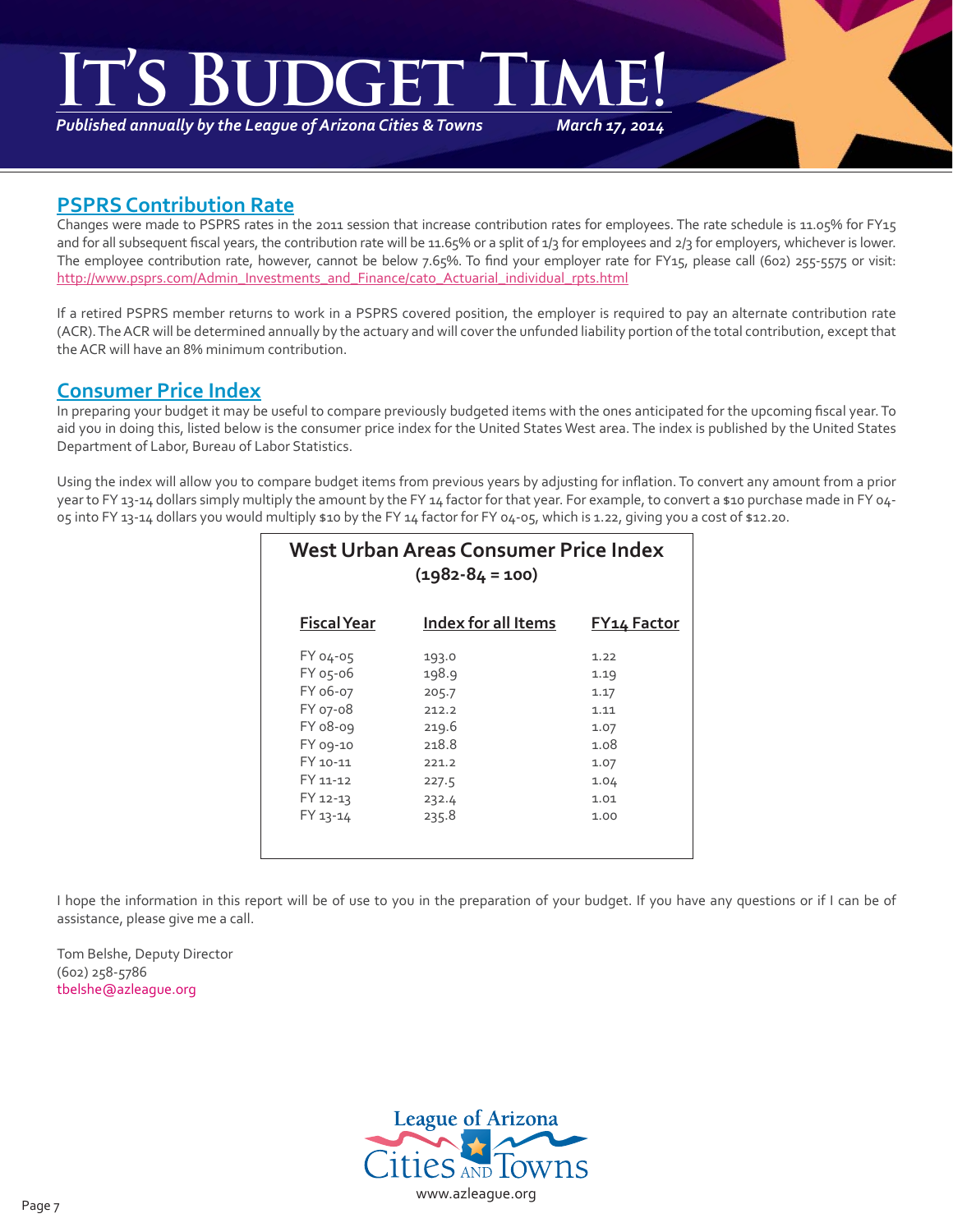# It's Budget Time!

*Published annually by the League of Arizona Cities & Towns* *March 17, 2014*

## PSPRS Contribution Rate

Changes were made to PSPRS rates in the 2011 session that increase contribution rates for employees. The rate schedule is 11.05% for FY15 and for all subsequent fiscal years, the contribution rate will be 11.65% or a split of 1/3 for employees and 2/3 for employers, whichever is lower. The employee contribution rate, however, cannot be below 7.65%. To find your employer rate for FY15, please call (602) 255-5575 or visit: http://www.psprs.com/Admin_Investments_and_Finance/cato_Actuarial_individual_rpts.html

If a retired PSPRS member returns to work in a PSPRS covered position, the employer is required to pay an alternate contribution rate (ACR). The ACR will be determined annually by the actuary and will cover the unfunded liability portion of the total contribution, except that the ACR will have an 8% minimum contribution.

## Consumer Price Index

In preparing your budget it may be useful to compare previously budgeted items with the ones anticipated for the upcoming fiscal year. To aid you in doing this, listed below is the consumer price index for the United States West area. The index is published by the United States Department of Labor, Bureau of Labor Statistics.

Using the index will allow you to compare budget items from previous years by adjusting for inflation. To convert any amount from a prior year to FY 13-14 dollars simply multiply the amount by the FY 14 factor for that year. For example, to convert a $10 purchase made in FY 04-05 into FY 13-14 dollars you would multiply $10 by the FY 14 factor for FY 04-05, which is 1.22, giving you a cost of $12.20.

**West Urban Areas Consumer Price Index**
**(1982-84 = 100)**

| Fiscal Year | Index for all Items | FY14 Factor |
|---|---|---|
| FY 04-05 | 193.0 | 1.22 |
| FY 05-06 | 198.9 | 1.19 |
| FY 06-07 | 205.7 | 1.17 |
| FY 07-08 | 212.2 | 1.11 |
| FY 08-09 | 219.6 | 1.07 |
| FY 09-10 | 218.8 | 1.08 |
| FY 10-11 | 221.2 | 1.07 |
| FY 11-12 | 227.5 | 1.04 |
| FY 12-13 | 232.4 | 1.01 |
| FY 13-14 | 235.8 | 1.00 |

I hope the information in this report will be of use to you in the preparation of your budget. If you have any questions or if I can be of assistance, please give me a call.

Tom Belshe, Deputy Director
(602) 258-5786
tbelshe@azleague.org

League of Arizona Cities and Towns
www.azleague.org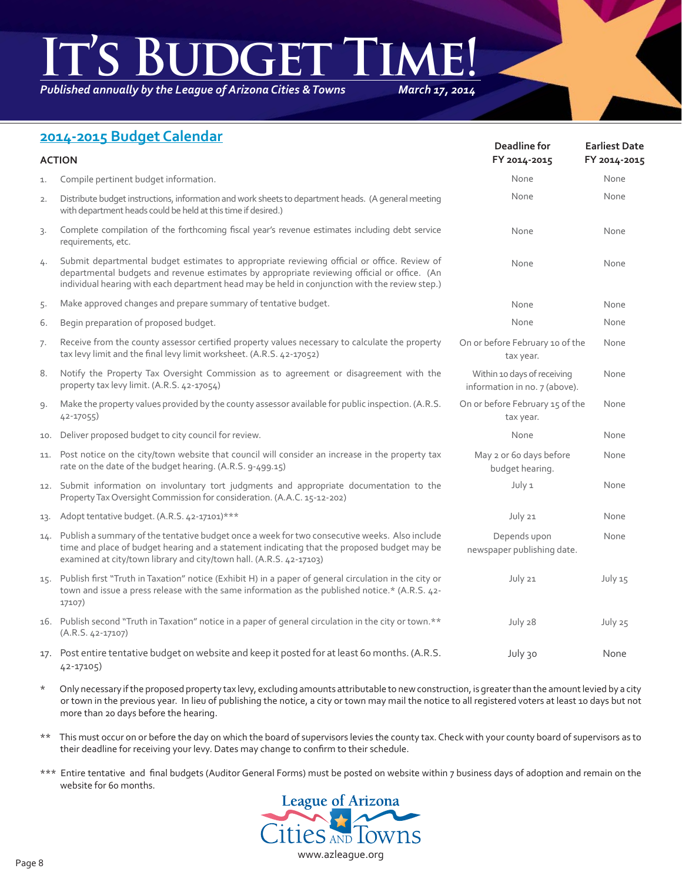# It's Budget Time!

*Published annually by the League of Arizona Cities & Towns* *March 17, 2014*

## 2014-2015 Budget Calendar

| | ACTION | Deadline for FY 2014-2015 | Earliest Date FY 2014-2015 |
|---|---|---|---|
| 1. | Compile pertinent budget information. | None | None |
| 2. | Distribute budget instructions, information and work sheets to department heads. (A general meeting with department heads could be held at this time if desired.) | None | None |
| 3. | Complete compilation of the forthcoming fiscal year's revenue estimates including debt service requirements, etc. | None | None |
| 4. | Submit departmental budget estimates to appropriate reviewing official or office. Review of departmental budgets and revenue estimates by appropriate reviewing official or office. (An individual hearing with each department head may be held in conjunction with the review step.) | None | None |
| 5. | Make approved changes and prepare summary of tentative budget. | None | None |
| 6. | Begin preparation of proposed budget. | None | None |
| 7. | Receive from the county assessor certified property values necessary to calculate the property tax levy limit and the final levy limit worksheet. (A.R.S. 42-17052) | On or before February 10 of the tax year. | None |
| 8. | Notify the Property Tax Oversight Commission as to agreement or disagreement with the property tax levy limit. (A.R.S. 42-17054) | Within 10 days of receiving information in no. 7 (above). | None |
| 9. | Make the property values provided by the county assessor available for public inspection. (A.R.S. 42-17055) | On or before February 15 of the tax year. | None |
| 10. | Deliver proposed budget to city council for review. | None | None |
| 11. | Post notice on the city/town website that council will consider an increase in the property tax rate on the date of the budget hearing. (A.R.S. 9-499.15) | May 2 or 60 days before budget hearing. | None |
| 12. | Submit information on involuntary tort judgments and appropriate documentation to the Property Tax Oversight Commission for consideration. (A.A.C. 15-12-202) | July 1 | None |
| 13. | Adopt tentative budget. (A.R.S. 42-17101)*** | July 21 | None |
| 14. | Publish a summary of the tentative budget once a week for two consecutive weeks. Also include time and place of budget hearing and a statement indicating that the proposed budget may be examined at city/town library and city/town hall. (A.R.S. 42-17103) | Depends upon newspaper publishing date. | None |
| 15. | Publish first "Truth in Taxation" notice (Exhibit H) in a paper of general circulation in the city or town and issue a press release with the same information as the published notice.* (A.R.S. 42-17107) | July 21 | July 15 |
| 16. | Publish second "Truth in Taxation" notice in a paper of general circulation in the city or town.** (A.R.S. 42-17107) | July 28 | July 25 |
| 17. | Post entire tentative budget on website and keep it posted for at least 60 months. (A.R.S. 42-17105) | July 30 | None |

\* Only necessary if the proposed property tax levy, excluding amounts attributable to new construction, is greater than the amount levied by a city or town in the previous year. In lieu of publishing the notice, a city or town may mail the notice to all registered voters at least 10 days but not more than 20 days before the hearing.

\** This must occur on or before the day on which the board of supervisors levies the county tax. Check with your county board of supervisors as to their deadline for receiving your levy. Dates may change to confirm to their schedule.

\*** Entire tentative and final budgets (Auditor General Forms) must be posted on website within 7 business days of adoption and remain on the website for 60 months.

League of Arizona Cities and Towns
www.azleague.org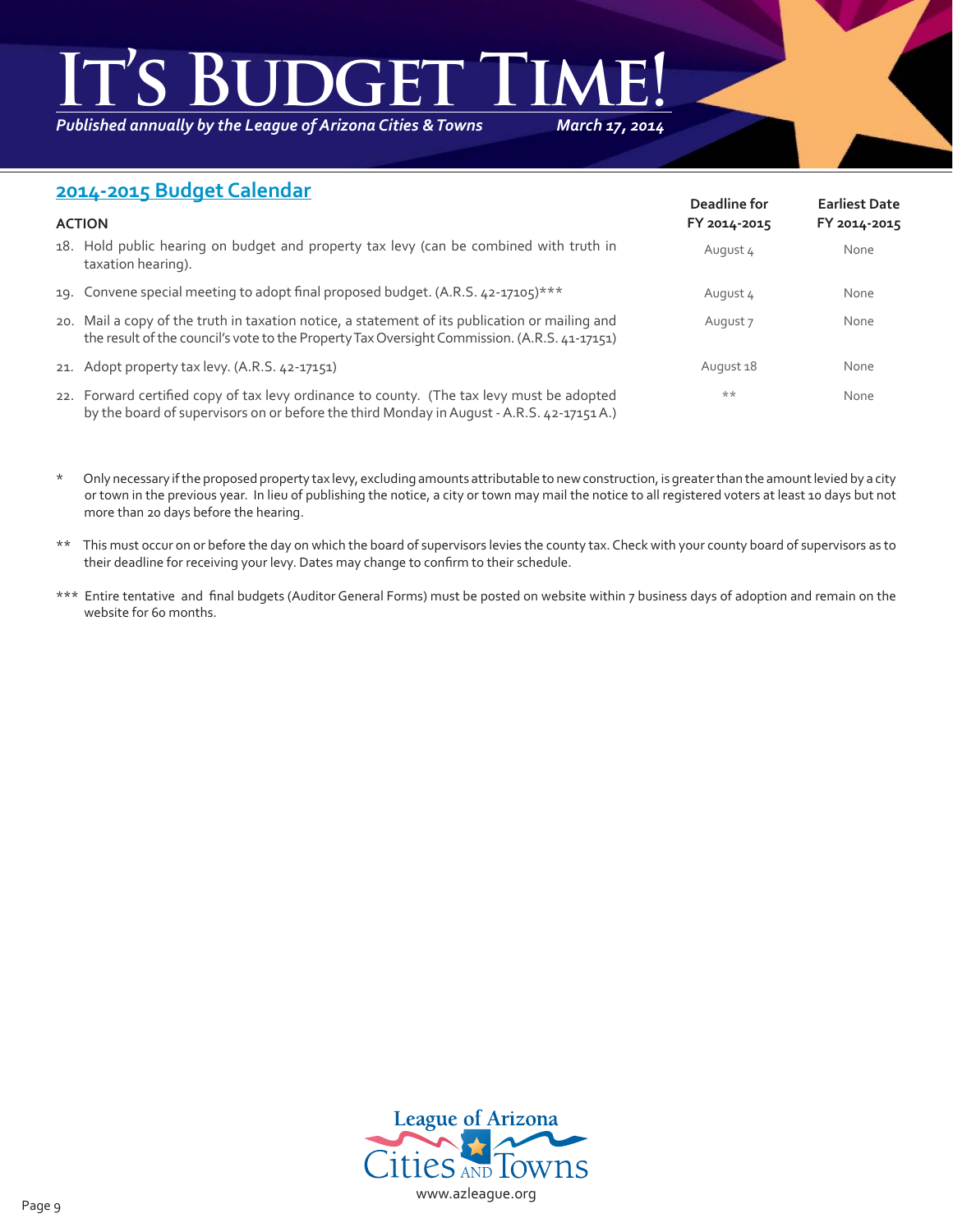# It's Budget Time!

*Published annually by the League of Arizona Cities & Towns* *March 17, 2014*

## 2014-2015 Budget Calendar

| ACTION | Deadline for FY 2014-2015 | Earliest Date FY 2014-2015 |
|---|---|---|
| 18. Hold public hearing on budget and property tax levy (can be combined with truth in taxation hearing). | August 4 | None |
| 19. Convene special meeting to adopt final proposed budget. (A.R.S. 42-17105)*** | August 4 | None |
| 20. Mail a copy of the truth in taxation notice, a statement of its publication or mailing and the result of the council's vote to the Property Tax Oversight Commission. (A.R.S. 41-17151) | August 7 | None |
| 21. Adopt property tax levy. (A.R.S. 42-17151) | August 18 | None |
| 22. Forward certified copy of tax levy ordinance to county. (The tax levy must be adopted by the board of supervisors on or before the third Monday in August - A.R.S. 42-17151 A.) | ** | None |

\* Only necessary if the proposed property tax levy, excluding amounts attributable to new construction, is greater than the amount levied by a city or town in the previous year. In lieu of publishing the notice, a city or town may mail the notice to all registered voters at least 10 days but not more than 20 days before the hearing.

\** This must occur on or before the day on which the board of supervisors levies the county tax. Check with your county board of supervisors as to their deadline for receiving your levy. Dates may change to confirm to their schedule.

\*** Entire tentative and final budgets (Auditor General Forms) must be posted on website within 7 business days of adoption and remain on the website for 60 months.

League of Arizona Cities and Towns
www.azleague.org